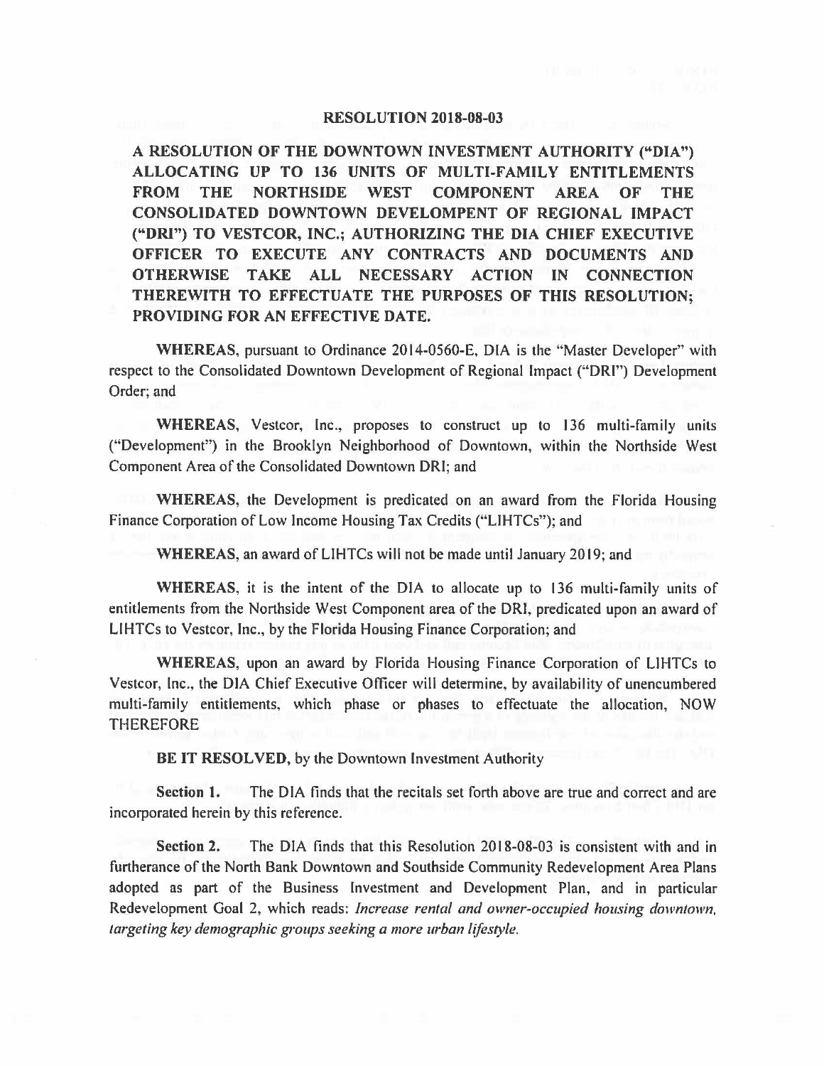# RESOLUTION 2018-08-03

**A RESOLUTION OF THE DOWNTOWN INVESTMENT AUTHORITY ("DIA") ALLOCATING UP TO 136 UNITS OF MULTI-FAMILY ENTITLEMENTS FROM THE NORTHSIDE WEST COMPONENT AREA OF THE CONSOLIDATED DOWNTOWN DEVELOMPENT OF REGIONAL IMPACT ("DRI") TO VESTCOR, INC.; AUTHORIZING THE DIA CHIEF EXECUTIVE OFFICER TO EXECUTE ANY CONTRACTS AND DOCUMENTS AND OTHERWISE TAKE ALL NECESSARY ACTION IN CONNECTION THEREWITH TO EFFECTUATE THE PURPOSES OF THIS RESOLUTION; PROVIDING FOR AN EFFECTIVE DATE.**

**WHEREAS**, pursuant to Ordinance 2014-0560-E, DIA is the "Master Developer" with respect to the Consolidated Downtown Development of Regional Impact ("DRI") Development Order; and

**WHEREAS**, Vestcor, Inc., proposes to construct up to 136 multi-family units ("Development") in the Brooklyn Neighborhood of Downtown, within the Northside West Component Area of the Consolidated Downtown DRI; and

**WHEREAS**, the Development is predicated on an award from the Florida Housing Finance Corporation of Low Income Housing Tax Credits ("LIHTCs"); and

**WHEREAS**, an award of LIHTCs will not be made until January 2019; and

**WHEREAS**, it is the intent of the DIA to allocate up to 136 multi-family units of entitlements from the Northside West Component area of the DRI, predicated upon an award of LIHTCs to Vestcor, Inc., by the Florida Housing Finance Corporation; and

**WHEREAS**, upon an award by Florida Housing Finance Corporation of LIHTCs to Vestcor, Inc., the DIA Chief Executive Officer will determine, by availability of unencumbered multi-family entitlements, which phase or phases to effectuate the allocation, NOW THEREFORE

**BE IT RESOLVED**, by the Downtown Investment Authority

**Section 1.** The DIA finds that the recitals set forth above are true and correct and are incorporated herein by this reference.

**Section 2.** The DIA finds that this Resolution 2018-08-03 is consistent with and in furtherance of the North Bank Downtown and Southside Community Redevelopment Area Plans adopted as part of the Business Investment and Development Plan, and in particular Redevelopment Goal 2, which reads: *Increase rental and owner-occupied housing downtown, targeting key demographic groups seeking a more urban lifestyle.*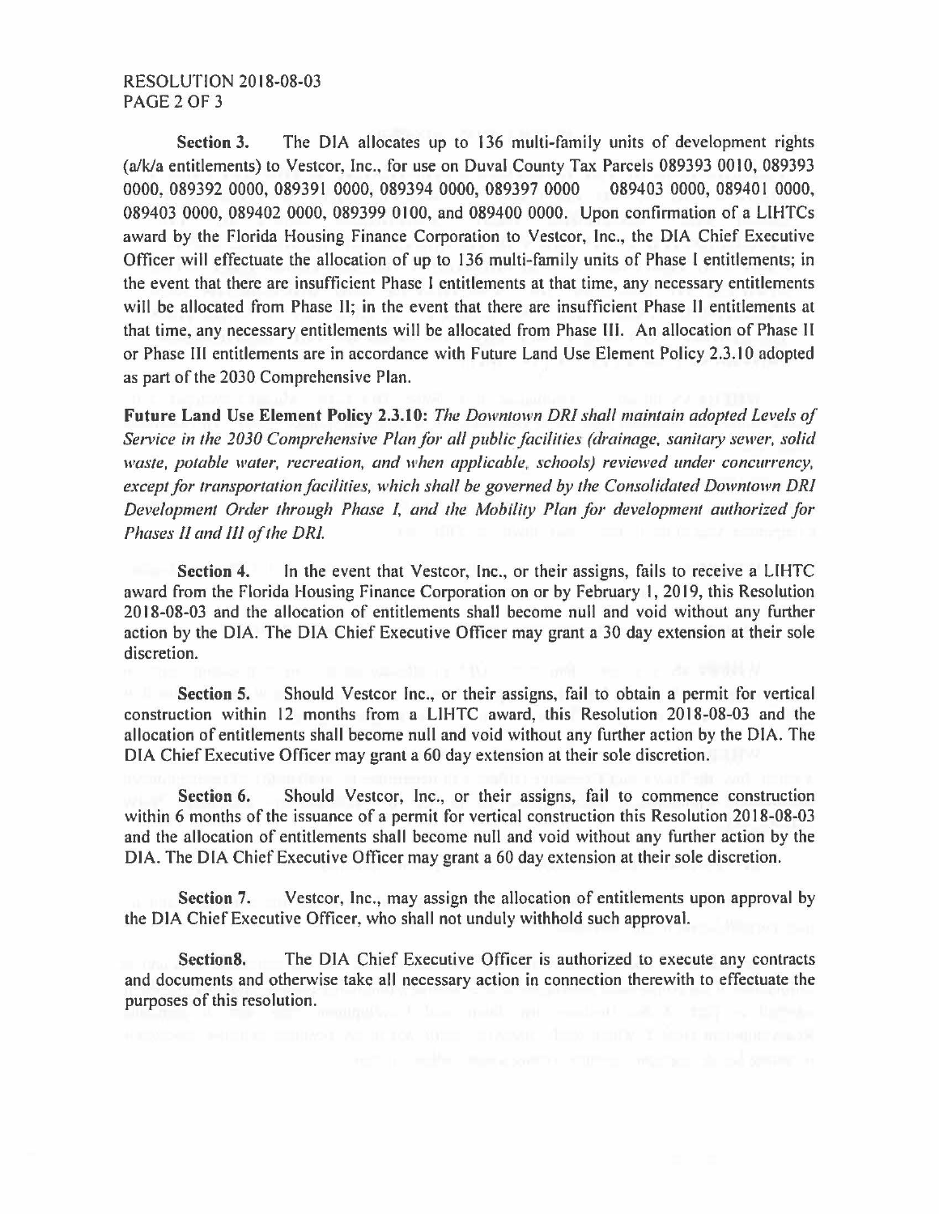**Section 3.** The DIA allocates up to 136 multi-family units of development rights (a/k/a entitlements) to Vestcor, Inc., for use on Duval County Tax Parcels 089393 0010, 089393 0000, 089392 0000, 089391 0000, 089394 0000, 089397 0000 089403 0000, 089401 0000, 089403 0000, 089402 0000, 089399 0100, and 089400 0000. Upon confirmation of a LIHTCs award by the Florida Housing Finance Corporation to Vestcor, Inc., the DIA Chief Executive Officer will effectuate the allocation of up to 136 multi-family units of Phase I entitlements; in the event that there are insufficient Phase I entitlements at that time, any necessary entitlements will be allocated from Phase II; in the event that there are insufficient Phase II entitlements at that time, any necessary entitlements will be allocated from Phase III. An allocation of Phase II or Phase III entitlements are in accordance with Future Land Use Element Policy 2.3.10 adopted as part of the 2030 Comprehensive Plan.

**Future Land Use Element Policy 2.3.10:** *The Downtown DRI shall maintain adopted Levels of Service in the 2030 Comprehensive Plan for all public facilities (drainage, sanitary sewer, solid waste, potable water, recreation, and when applicable, schools) reviewed under concurrency, except for transportation facilities, which shall be governed by the Consolidated Downtown DRI Development Order through Phase I, and the Mobility Plan for development authorized for Phases II and III of the DRI.*

**Section 4.** In the event that Vestcor, Inc., or their assigns, fails to receive a LIHTC award from the Florida Housing Finance Corporation on or by February 1, 2019, this Resolution 2018-08-03 and the allocation of entitlements shall become null and void without any further action by the DIA. The DIA Chief Executive Officer may grant a 30 day extension at their sole discretion.

**Section 5.** Should Vestcor Inc., or their assigns, fail to obtain a permit for vertical construction within 12 months from a LIHTC award, this Resolution 2018-08-03 and the allocation of entitlements shall become null and void without any further action by the DIA. The DIA Chief Executive Officer may grant a 60 day extension at their sole discretion.

**Section 6.** Should Vestcor, Inc., or their assigns, fail to commence construction within 6 months of the issuance of a permit for vertical construction this Resolution 2018-08-03 and the allocation of entitlements shall become null and void without any further action by the DIA. The DIA Chief Executive Officer may grant a 60 day extension at their sole discretion.

**Section 7.** Vestcor, Inc., may assign the allocation of entitlements upon approval by the DIA Chief Executive Officer, who shall not unduly withhold such approval.

**Section8.** The DIA Chief Executive Officer is authorized to execute any contracts and documents and otherwise take all necessary action in connection therewith to effectuate the purposes of this resolution.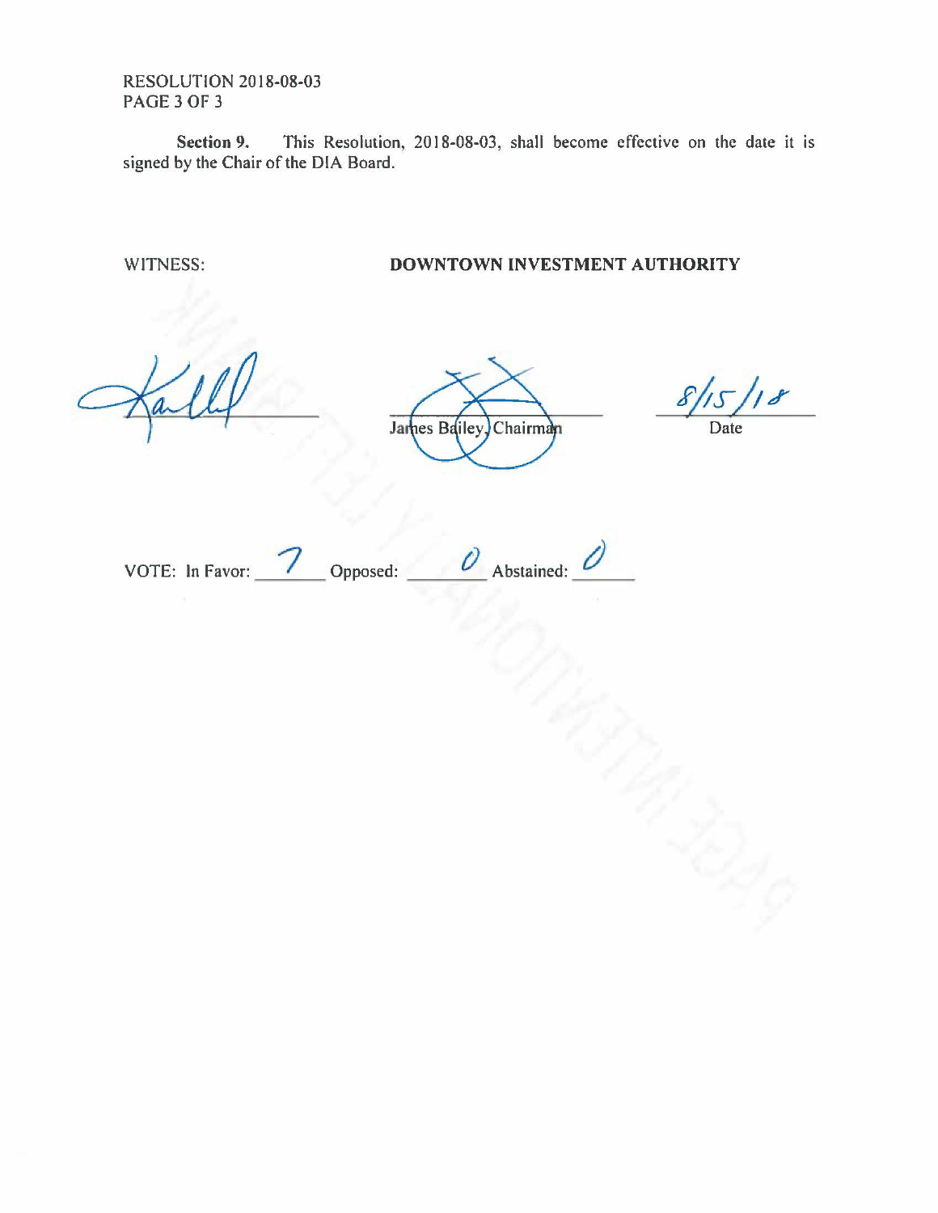RESOLUTION 2018-08-03

**Section 9.** This Resolution, 2018-08-03, shall become effective on the date it is signed by the Chair of the DIA Board.

WITNESS: **DOWNTOWN INVESTMENT AUTHORITY**

_______________ James Bailey, Chairman 8/15/18 Date

VOTE: In Favor: 7 Opposed: 0 Abstained: 0